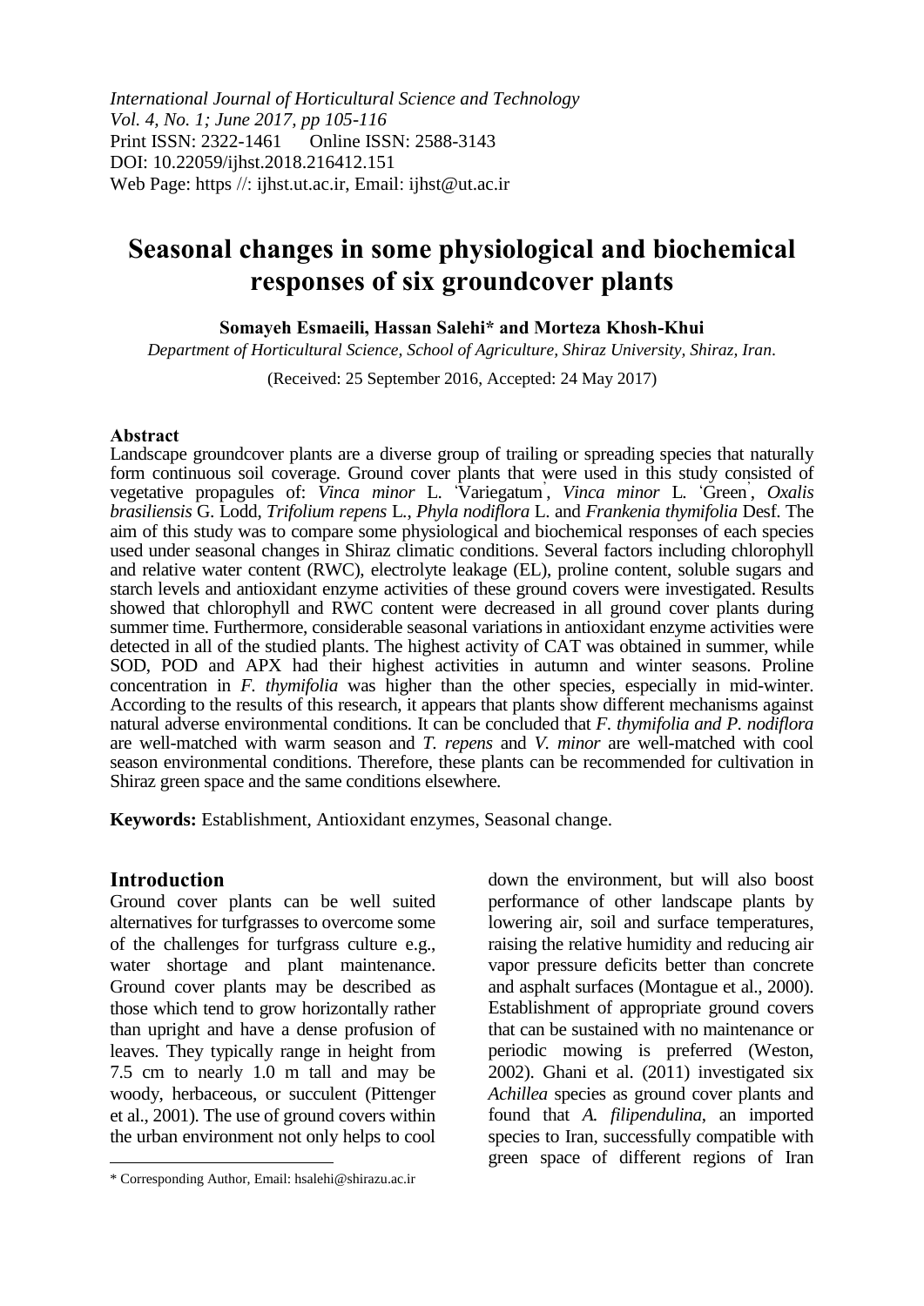*International Journal of Horticultural Science and Technology*
*Vol. 4, No. 1; June 2017, pp 105-116*
Print ISSN: 2322-1461 Online ISSN: 2588-3143
DOI: 10.22059/ijhst.2018.216412.151
Web Page: https //: ijhst.ut.ac.ir, Email: ijhst@ut.ac.ir

# Seasonal changes in some physiological and biochemical responses of six groundcover plants

**Somayeh Esmaeili, Hassan Salehi* and Morteza Khosh-Khui**

*Department of Horticultural Science, School of Agriculture, Shiraz University, Shiraz, Iran.*

(Received: 25 September 2016, Accepted: 24 May 2017)

**Abstract**

Landscape groundcover plants are a diverse group of trailing or spreading species that naturally form continuous soil coverage. Ground cover plants that were used in this study consisted of vegetative propagules of: *Vinca minor* L. 'Variegatum', *Vinca minor* L. 'Green', *Oxalis brasiliensis* G. Lodd, *Trifolium repens* L., *Phyla nodiflora* L. and *Frankenia thymifolia* Desf. The aim of this study was to compare some physiological and biochemical responses of each species used under seasonal changes in Shiraz climatic conditions. Several factors including chlorophyll and relative water content (RWC), electrolyte leakage (EL), proline content, soluble sugars and starch levels and antioxidant enzyme activities of these ground covers were investigated. Results showed that chlorophyll and RWC content were decreased in all ground cover plants during summer time. Furthermore, considerable seasonal variations in antioxidant enzyme activities were detected in all of the studied plants. The highest activity of CAT was obtained in summer, while SOD, POD and APX had their highest activities in autumn and winter seasons. Proline concentration in *F. thymifolia* was higher than the other species, especially in mid-winter. According to the results of this research, it appears that plants show different mechanisms against natural adverse environmental conditions. It can be concluded that *F. thymifolia and P. nodiflora* are well-matched with warm season and *T. repens* and *V. minor* are well-matched with cool season environmental conditions. Therefore, these plants can be recommended for cultivation in Shiraz green space and the same conditions elsewhere.

**Keywords:** Establishment, Antioxidant enzymes, Seasonal change.

## Introduction

Ground cover plants can be well suited alternatives for turfgrasses to overcome some of the challenges for turfgrass culture e.g., water shortage and plant maintenance. Ground cover plants may be described as those which tend to grow horizontally rather than upright and have a dense profusion of leaves. They typically range in height from 7.5 cm to nearly 1.0 m tall and may be woody, herbaceous, or succulent (Pittenger et al., 2001). The use of ground covers within the urban environment not only helps to cool down the environment, but will also boost performance of other landscape plants by lowering air, soil and surface temperatures, raising the relative humidity and reducing air vapor pressure deficits better than concrete and asphalt surfaces (Montague et al., 2000). Establishment of appropriate ground covers that can be sustained with no maintenance or periodic mowing is preferred (Weston, 2002). Ghani et al. (2011) investigated six *Achillea* species as ground cover plants and found that *A. filipendulina*, an imported species to Iran, successfully compatible with green space of different regions of Iran

\* Corresponding Author, Email: hsalehi@shirazu.ac.ir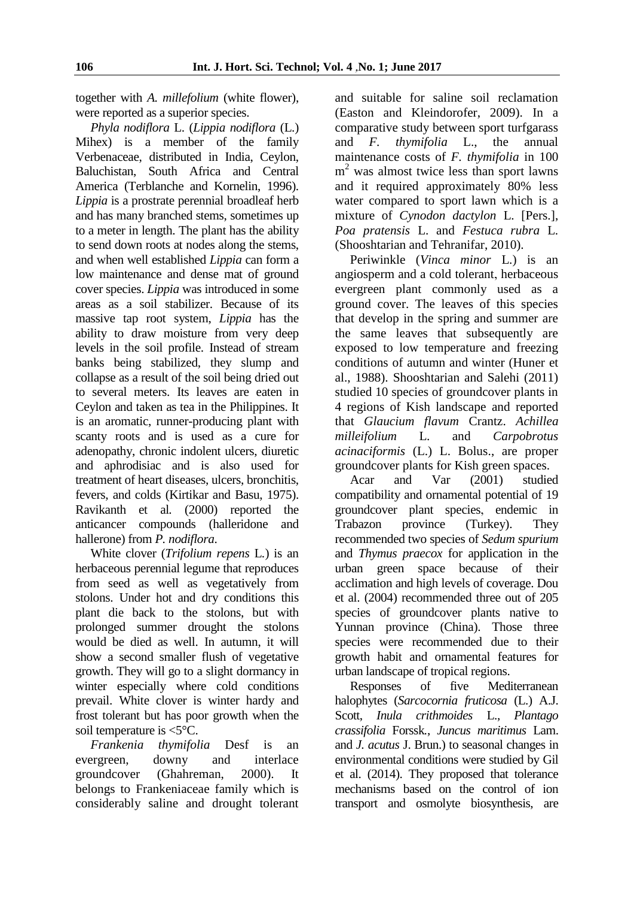together with *A. millefolium* (white flower), were reported as a superior species.

*Phyla nodiflora* L. (*Lippia nodiflora* (L.) Mihex) is a member of the family Verbenaceae, distributed in India, Ceylon, Baluchistan, South Africa and Central America (Terblanche and Kornelin, 1996). *Lippia* is a prostrate perennial broadleaf herb and has many branched stems, sometimes up to a meter in length. The plant has the ability to send down roots at nodes along the stems, and when well established *Lippia* can form a low maintenance and dense mat of ground cover species. *Lippia* was introduced in some areas as a soil stabilizer. Because of its massive tap root system, *Lippia* has the ability to draw moisture from very deep levels in the soil profile. Instead of stream banks being stabilized, they slump and collapse as a result of the soil being dried out to several meters. Its leaves are eaten in Ceylon and taken as tea in the Philippines. It is an aromatic, runner-producing plant with scanty roots and is used as a cure for adenopathy, chronic indolent ulcers, diuretic and aphrodisiac and is also used for treatment of heart diseases, ulcers, bronchitis, fevers, and colds (Kirtikar and Basu, 1975). Ravikanth et al*.* (2000) reported the anticancer compounds (halleridone and hallerone) from *P. nodiflora*.

White clover (*Trifolium repens* L.) is an herbaceous perennial legume that reproduces from seed as well as vegetatively from stolons. Under hot and dry conditions this plant die back to the stolons, but with prolonged summer drought the stolons would be died as well. In autumn, it will show a second smaller flush of vegetative growth. They will go to a slight dormancy in winter especially where cold conditions prevail. White clover is winter hardy and frost tolerant but has poor growth when the soil temperature is <5°C.

*Frankenia thymifolia* Desf is an evergreen, downy and interlace groundcover (Ghahreman, 2000). It belongs to Frankeniaceae family which is considerably saline and drought tolerant and suitable for saline soil reclamation (Easton and Kleindorofer, 2009). In a comparative study between sport turfgarass and *F. thymifolia* L., the annual maintenance costs of *F. thymifolia* in 100 $m^2$ was almost twice less than sport lawns and it required approximately 80% less water compared to sport lawn which is a mixture of *Cynodon dactylon* L. [Pers.], *Poa pratensis* L. and *Festuca rubra* L. (Shooshtarian and Tehranifar, 2010).

Periwinkle (*Vinca minor* L.) is an angiosperm and a cold tolerant, herbaceous evergreen plant commonly used as a ground cover. The leaves of this species that develop in the spring and summer are the same leaves that subsequently are exposed to low temperature and freezing conditions of autumn and winter (Huner et al., 1988). Shooshtarian and Salehi (2011) studied 10 species of groundcover plants in 4 regions of Kish landscape and reported that *Glaucium flavum* Crantz. *Achillea milleifolium* L. and *Carpobrotus acinaciformis* (L.) L. Bolus., are proper groundcover plants for Kish green spaces.

Acar and Var (2001) studied compatibility and ornamental potential of 19 groundcover plant species, endemic in Trabazon province (Turkey). They recommended two species of *Sedum spurium* and *Thymus praecox* for application in the urban green space because of their acclimation and high levels of coverage. Dou et al. (2004) recommended three out of 205 species of groundcover plants native to Yunnan province (China). Those three species were recommended due to their growth habit and ornamental features for urban landscape of tropical regions.

Responses of five Mediterranean halophytes (*Sarcocornia fruticosa* (L.) A.J. Scott, *Inula crithmoides* L., *Plantago crassifolia* Forssk., *Juncus maritimus* Lam. and *J. acutus* J. Brun.) to seasonal changes in environmental conditions were studied by Gil et al. (2014). They proposed that tolerance mechanisms based on the control of ion transport and osmolyte biosynthesis, are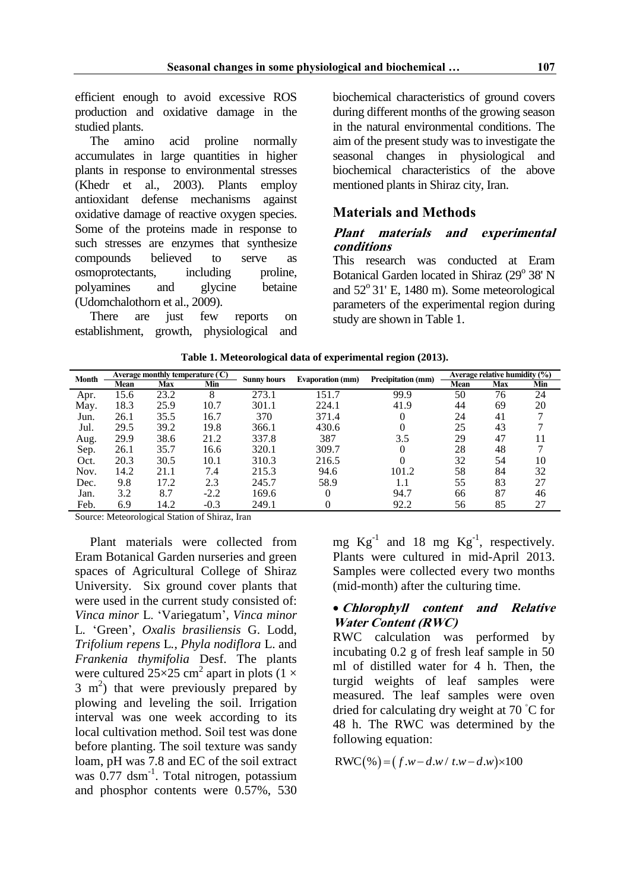efficient enough to avoid excessive ROS production and oxidative damage in the studied plants.

The amino acid proline normally accumulates in large quantities in higher plants in response to environmental stresses (Khedr et al., 2003). Plants employ antioxidant defense mechanisms against oxidative damage of reactive oxygen species. Some of the proteins made in response to such stresses are enzymes that synthesize compounds believed to serve as osmoprotectants, including proline, polyamines and glycine betaine (Udomchalothorn et al., 2009).

There are just few reports on establishment, growth, physiological and biochemical characteristics of ground covers during different months of the growing season in the natural environmental conditions. The aim of the present study was to investigate the seasonal changes in physiological and biochemical characteristics of the above mentioned plants in Shiraz city, Iran.

## Materials and Methods

### *Plant materials and experimental conditions*

This research was conducted at Eram Botanical Garden located in Shiraz (29° 38' N and 52° 31' E, 1480 m). Some meteorological parameters of the experimental region during study are shown in Table 1.

**Table 1. Meteorological data of experimental region (2013).**

| Month | Average monthly temperature (C) | | | Sunny hours | Evaporation (mm) | Precipitation (mm) | Average relative humidity (%) | | |
|---|---|---|---|---|---|---|---|---|---|
| | Mean | Max | Min | | | | Mean | Max | Min |
| Apr. | 15.6 | 23.2 | 8 | 273.1 | 151.7 | 99.9 | 50 | 76 | 24 |
| May. | 18.3 | 25.9 | 10.7 | 301.1 | 224.1 | 41.9 | 44 | 69 | 20 |
| Jun. | 26.1 | 35.5 | 16.7 | 370 | 371.4 | 0 | 24 | 41 | 7 |
| Jul. | 29.5 | 39.2 | 19.8 | 366.1 | 430.6 | 0 | 25 | 43 | 7 |
| Aug. | 29.9 | 38.6 | 21.2 | 337.8 | 387 | 3.5 | 29 | 47 | 11 |
| Sep. | 26.1 | 35.7 | 16.6 | 320.1 | 309.7 | 0 | 28 | 48 | 7 |
| Oct. | 20.3 | 30.5 | 10.1 | 310.3 | 216.5 | 0 | 32 | 54 | 10 |
| Nov. | 14.2 | 21.1 | 7.4 | 215.3 | 94.6 | 101.2 | 58 | 84 | 32 |
| Dec. | 9.8 | 17.2 | 2.3 | 245.7 | 58.9 | 1.1 | 55 | 83 | 27 |
| Jan. | 3.2 | 8.7 | -2.2 | 169.6 | 0 | 94.7 | 66 | 87 | 46 |
| Feb. | 6.9 | 14.2 | -0.3 | 249.1 | 0 | 92.2 | 56 | 85 | 27 |

Source: Meteorological Station of Shiraz, Iran

Plant materials were collected from Eram Botanical Garden nurseries and green spaces of Agricultural College of Shiraz University. Six ground cover plants that were used in the current study consisted of: *Vinca minor* L. 'Variegatum', *Vinca minor* L. 'Green', *Oxalis brasiliensis* G. Lodd, *Trifolium repens* L., *Phyla nodiflora* L. and *Frankenia thymifolia* Desf. The plants were cultured 25×25 $cm^2$ apart in plots (1 × 3 $m^2$) that were previously prepared by plowing and leveling the soil. Irrigation interval was one week according to its local cultivation method. Soil test was done before planting. The soil texture was sandy loam, pH was 7.8 and EC of the soil extract was 0.77 $dsm^{-1}$. Total nitrogen, potassium and phosphor contents were 0.57%, 530 mg $Kg^{-1}$ and 18 mg $Kg^{-1}$, respectively. Plants were cultured in mid-April 2013. Samples were collected every two months (mid-month) after the culturing time.

- ***Chlorophyll content and Relative Water Content (RWC)***

RWC calculation was performed by incubating 0.2 g of fresh leaf sample in 50 ml of distilled water for 4 h. Then, the turgid weights of leaf samples were measured. The leaf samples were oven dried for calculating dry weight at 70 °C for 48 h. The RWC was determined by the following equation:

$$\mathrm{RWC}(\%) = (f.w - d.w / t.w - d.w) \times 100$$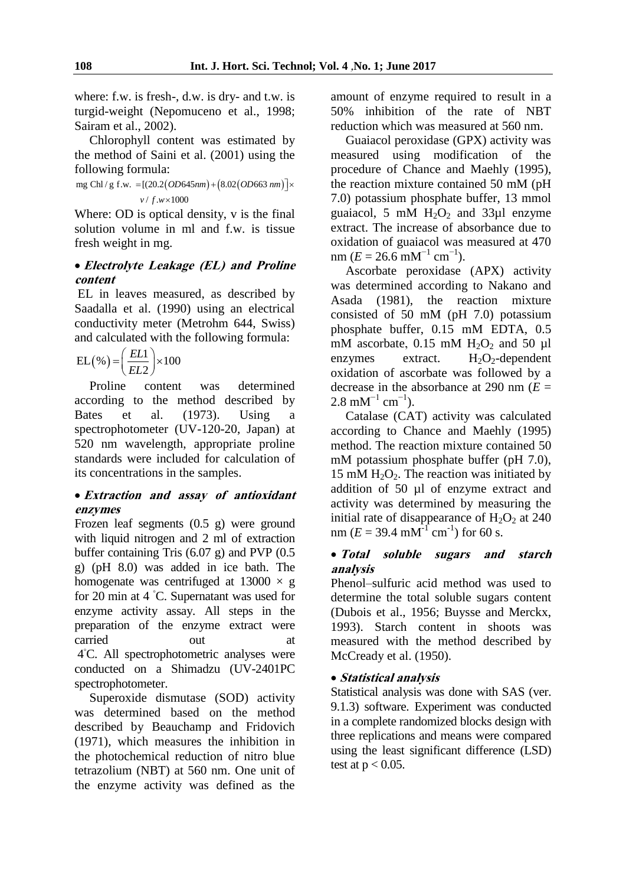where: f.w. is fresh-, d.w. is dry- and t.w. is turgid-weight (Nepomuceno et al., 1998; Sairam et al., 2002).

Chlorophyll content was estimated by the method of Saini et al. (2001) using the following formula:

$$\text{mg Chl / g f.w.} = [(20.2(OD645nm) + (8.02(OD663\ nm)] \times v / f.w \times 1000$$

Where: OD is optical density, v is the final solution volume in ml and f.w. is tissue fresh weight in mg.

- ***Electrolyte Leakage (EL) and Proline content***

EL in leaves measured, as described by Saadalla et al. (1990) using an electrical conductivity meter (Metrohm 644, Swiss) and calculated with the following formula:

$$\text{EL}(\%) = \left(\frac{EL1}{EL2}\right) \times 100$$

Proline content was determined according to the method described by Bates et al. (1973). Using a spectrophotometer (UV-120-20, Japan) at 520 nm wavelength, appropriate proline standards were included for calculation of its concentrations in the samples.

- ***Extraction and assay of antioxidant enzymes***

Frozen leaf segments (0.5 g) were ground with liquid nitrogen and 2 ml of extraction buffer containing Tris (6.07 g) and PVP (0.5 g) (pH 8.0) was added in ice bath. The homogenate was centrifuged at 13000 × g for 20 min at 4 °C. Supernatant was used for enzyme activity assay. All steps in the preparation of the enzyme extract were carried out at 4°C. All spectrophotometric analyses were conducted on a Shimadzu (UV-2401PC spectrophotometer.

Superoxide dismutase (SOD) activity was determined based on the method described by Beauchamp and Fridovich (1971), which measures the inhibition in the photochemical reduction of nitro blue tetrazolium (NBT) at 560 nm. One unit of the enzyme activity was defined as the amount of enzyme required to result in a 50% inhibition of the rate of NBT reduction which was measured at 560 nm.

Guaiacol peroxidase (GPX) activity was measured using modification of the procedure of Chance and Maehly (1995), the reaction mixture contained 50 mM (pH 7.0) potassium phosphate buffer, 13 mmol guaiacol, 5 mM $H_2O_2$ and 33µl enzyme extract. The increase of absorbance due to oxidation of guaiacol was measured at 470 nm ($E = 26.6\ mM^{-1}\ cm^{-1}$).

Ascorbate peroxidase (APX) activity was determined according to Nakano and Asada (1981), the reaction mixture consisted of 50 mM (pH 7.0) potassium phosphate buffer, 0.15 mM EDTA, 0.5 mM ascorbate, 0.15 mM $H_2O_2$ and 50 µl enzymes extract. $H_2O_2$-dependent oxidation of ascorbate was followed by a decrease in the absorbance at 290 nm ($E = 2.8\ mM^{-1}\ cm^{-1}$).

Catalase (CAT) activity was calculated according to Chance and Maehly (1995) method. The reaction mixture contained 50 mM potassium phosphate buffer (pH 7.0), 15 mM $H_2O_2$. The reaction was initiated by addition of 50 µl of enzyme extract and activity was determined by measuring the initial rate of disappearance of $H_2O_2$ at 240 nm ($E = 39.4\ mM^{-1}\ cm^{-1}$) for 60 s.

- ***Total soluble sugars and starch analysis***

Phenol–sulfuric acid method was used to determine the total soluble sugars content (Dubois et al., 1956; Buysse and Merckx, 1993). Starch content in shoots was measured with the method described by McCready et al. (1950).

- ***Statistical analysis***

Statistical analysis was done with SAS (ver. 9.1.3) software. Experiment was conducted in a complete randomized blocks design with three replications and means were compared using the least significant difference (LSD) test at $p < 0.05$.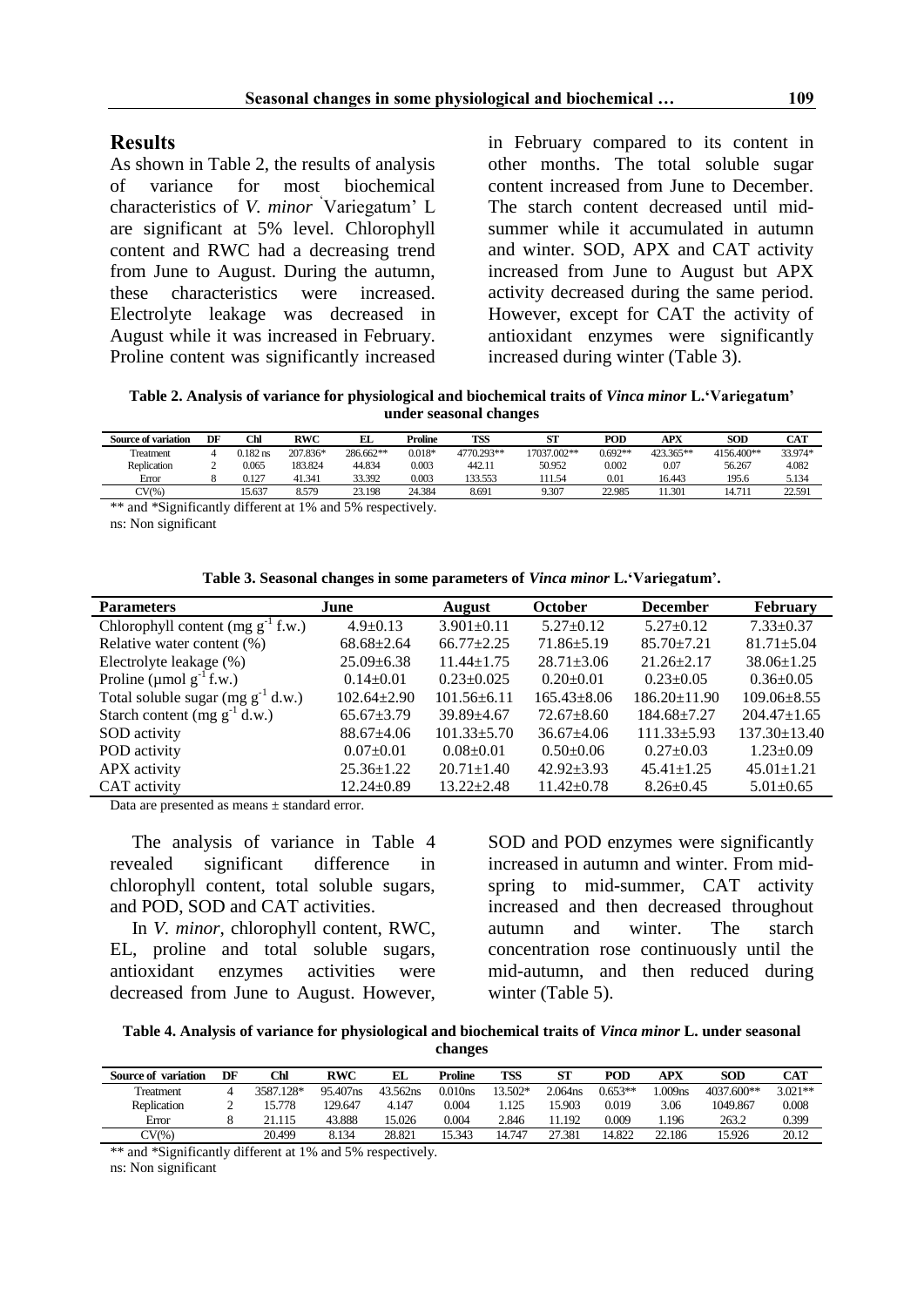## Results

As shown in Table 2, the results of analysis of variance for most biochemical characteristics of *V. minor* 'Variegatum' L are significant at 5% level. Chlorophyll content and RWC had a decreasing trend from June to August. During the autumn, these characteristics were increased. Electrolyte leakage was decreased in August while it was increased in February. Proline content was significantly increased in February compared to its content in other months. The total soluble sugar content increased from June to December. The starch content decreased until mid-summer while it accumulated in autumn and winter. SOD, APX and CAT activity increased from June to August but APX activity decreased during the same period. However, except for CAT the activity of antioxidant enzymes were significantly increased during winter (Table 3).

**Table 2. Analysis of variance for physiological and biochemical traits of *Vinca minor* L.'Variegatum' under seasonal changes**

| Source of variation | DF | Chl | RWC | EL | Proline | TSS | ST | POD | APX | SOD | CAT |
|---|---|---|---|---|---|---|---|---|---|---|---|
| Treatment | 4 | 0.182 ns | 207.836* | 286.662** | 0.018* | 4770.293** | 17037.002** | 0.692** | 423.365** | 4156.400** | 33.974* |
| Replication | 2 | 0.065 | 183.824 | 44.834 | 0.003 | 442.11 | 50.952 | 0.002 | 0.07 | 56.267 | 4.082 |
| Error | 8 | 0.127 | 41.341 | 33.392 | 0.003 | 133.553 | 111.54 | 0.01 | 16.443 | 195.6 | 5.134 |
| CV(%) | | 15.637 | 8.579 | 23.198 | 24.384 | 8.691 | 9.307 | 22.985 | 11.301 | 14.711 | 22.591 |

** and *Significantly different at 1% and 5% respectively.

ns: Non significant

**Table 3. Seasonal changes in some parameters of *Vinca minor* L.'Variegatum'.**

| Parameters | June | August | October | December | February |
|---|---|---|---|---|---|
| Chlorophyll content (mg $g^{-1}$ f.w.) | 4.9±0.13 | 3.901±0.11 | 5.27±0.12 | 5.27±0.12 | 7.33±0.37 |
| Relative water content (%) | 68.68±2.64 | 66.77±2.25 | 71.86±5.19 | 85.70±7.21 | 81.71±5.04 |
| Electrolyte leakage (%) | 25.09±6.38 | 11.44±1.75 | 28.71±3.06 | 21.26±2.17 | 38.06±1.25 |
| Proline (μmol $g^{-1}$ f.w.) | 0.14±0.01 | 0.23±0.025 | 0.20±0.01 | 0.23±0.05 | 0.36±0.05 |
| Total soluble sugar (mg $g^{-1}$ d.w.) | 102.64±2.90 | 101.56±6.11 | 165.43±8.06 | 186.20±11.90 | 109.06±8.55 |
| Starch content (mg $g^{-1}$ d.w.) | 65.67±3.79 | 39.89±4.67 | 72.67±8.60 | 184.68±7.27 | 204.47±1.65 |
| SOD activity | 88.67±4.06 | 101.33±5.70 | 36.67±4.06 | 111.33±5.93 | 137.30±13.40 |
| POD activity | 0.07±0.01 | 0.08±0.01 | 0.50±0.06 | 0.27±0.03 | 1.23±0.09 |
| APX activity | 25.36±1.22 | 20.71±1.40 | 42.92±3.93 | 45.41±1.25 | 45.01±1.21 |
| CAT activity | 12.24±0.89 | 13.22±2.48 | 11.42±0.78 | 8.26±0.45 | 5.01±0.65 |

Data are presented as means ± standard error.

The analysis of variance in Table 4 revealed significant difference in chlorophyll content, total soluble sugars, and POD, SOD and CAT activities.

In *V. minor*, chlorophyll content, RWC, EL, proline and total soluble sugars, antioxidant enzymes activities were decreased from June to August. However, SOD and POD enzymes were significantly increased in autumn and winter. From mid-spring to mid-summer, CAT activity increased and then decreased throughout autumn and winter. The starch concentration rose continuously until the mid-autumn, and then reduced during winter (Table 5).

**Table 4. Analysis of variance for physiological and biochemical traits of *Vinca minor* L. under seasonal changes**

| Source of variation | DF | Chl | RWC | EL | Proline | TSS | ST | POD | APX | SOD | CAT |
|---|---|---|---|---|---|---|---|---|---|---|---|
| Treatment | 4 | 3587.128* | 95.407ns | 43.562ns | 0.010ns | 13.502* | 2.064ns | 0.653** | 1.009ns | 4037.600** | 3.021** |
| Replication | 2 | 15.778 | 129.647 | 4.147 | 0.004 | 1.125 | 15.903 | 0.019 | 3.06 | 1049.867 | 0.008 |
| Error | 8 | 21.115 | 43.888 | 15.026 | 0.004 | 2.846 | 11.192 | 0.009 | 1.196 | 263.2 | 0.399 |
| CV(%) | | 20.499 | 8.134 | 28.821 | 15.343 | 14.747 | 27.381 | 14.822 | 22.186 | 15.926 | 20.12 |

** and *Significantly different at 1% and 5% respectively.

ns: Non significant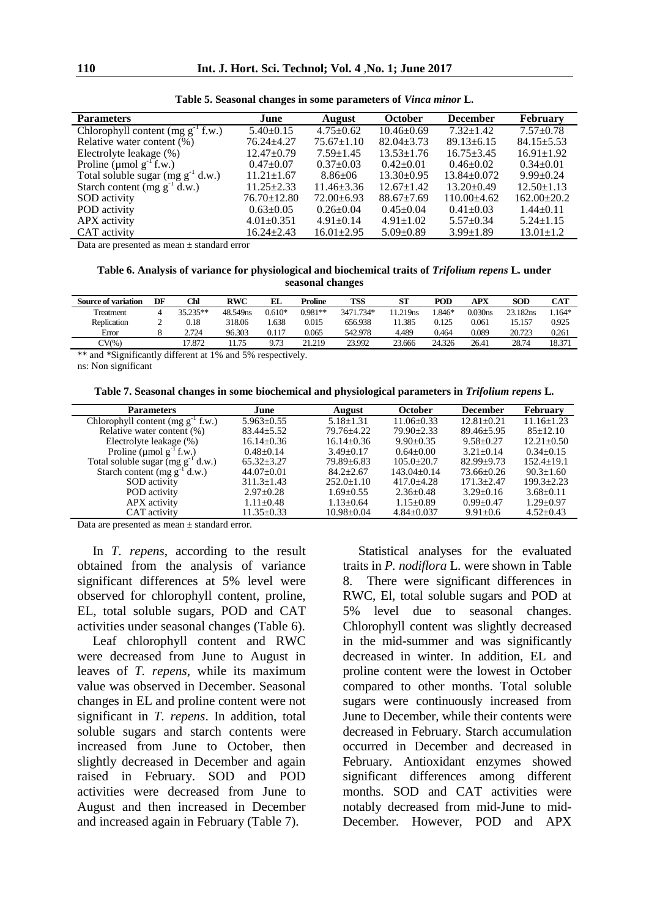**Table 5. Seasonal changes in some parameters of *Vinca minor* L.**

| Parameters | June | August | October | December | February |
|---|---|---|---|---|---|
| Chlorophyll content (mg $g^{-1}$ f.w.) | 5.40±0.15 | 4.75±0.62 | 10.46±0.69 | 7.32±1.42 | 7.57±0.78 |
| Relative water content (%) | 76.24±4.27 | 75.67±1.10 | 82.04±3.73 | 89.13±6.15 | 84.15±5.53 |
| Electrolyte leakage (%) | 12.47±0.79 | 7.59±1.45 | 13.53±1.76 | 16.75±3.45 | 16.91±1.92 |
| Proline (µmol $g^{-1}$ f.w.) | 0.47±0.07 | 0.37±0.03 | 0.42±0.01 | 0.46±0.02 | 0.34±0.01 |
| Total soluble sugar (mg $g^{-1}$ d.w.) | 11.21±1.67 | 8.86±06 | 13.30±0.95 | 13.84±0.072 | 9.99±0.24 |
| Starch content (mg $g^{-1}$ d.w.) | 11.25±2.33 | 11.46±3.36 | 12.67±1.42 | 13.20±0.49 | 12.50±1.13 |
| SOD activity | 76.70±12.80 | 72.00±6.93 | 88.67±7.69 | 110.00±4.62 | 162.00±20.2 |
| POD activity | 0.63±0.05 | 0.26±0.04 | 0.45±0.04 | 0.41±0.03 | 1.44±0.11 |
| APX activity | 4.01±0.351 | 4.91±0.14 | 4.91±1.02 | 5.57±0.34 | 5.24±1.15 |
| CAT activity | 16.24±2.43 | 16.01±2.95 | 5.09±0.89 | 3.99±1.89 | 13.01±1.2 |

Data are presented as mean ± standard error

**Table 6. Analysis of variance for physiological and biochemical traits of *Trifolium repens* L. under seasonal changes**

| Source of variation | DF | Chl | RWC | EL | Proline | TSS | ST | POD | APX | SOD | CAT |
|---|---|---|---|---|---|---|---|---|---|---|---|
| Treatment | 4 | 35.235** | 48.549ns | 0.610* | 0.981** | 3471.734* | 11.219ns | 1.846* | 0.030ns | 23.182ns | 1.164* |
| Replication | 2 | 0.18 | 318.06 | 1.638 | 0.015 | 656.938 | 11.385 | 0.125 | 0.061 | 15.157 | 0.925 |
| Error | 8 | 2.724 | 96.303 | 0.117 | 0.065 | 542.978 | 4.489 | 0.464 | 0.089 | 20.723 | 0.261 |
| CV(%) | | 17.872 | 11.75 | 9.73 | 21.219 | 23.992 | 23.666 | 24.326 | 26.41 | 28.74 | 18.371 |

** and *Significantly different at 1% and 5% respectively.
ns: Non significant

**Table 7. Seasonal changes in some biochemical and physiological parameters in *Trifolium repens* L.**

| Parameters | June | August | October | December | February |
|---|---|---|---|---|---|
| Chlorophyll content (mg $g^{-1}$ f.w.) | 5.963±0.55 | 5.18±1.31 | 11.06±0.33 | 12.81±0.21 | 11.16±1.23 |
| Relative water content (%) | 83.44±5.52 | 79.76±4.22 | 79.90±2.33 | 89.46±5.95 | 85±12.10 |
| Electrolyte leakage (%) | 16.14±0.36 | 16.14±0.36 | 9.90±0.35 | 9.58±0.27 | 12.21±0.50 |
| Proline (µmol $g^{-1}$ f.w.) | 0.48±0.14 | 3.49±0.17 | 0.64±0.00 | 3.21±0.14 | 0.34±0.15 |
| Total soluble sugar (mg $g^{-1}$ d.w.) | 65.32±3.27 | 79.89±6.83 | 105.0±20.7 | 82.99±9.73 | 152.4±19.1 |
| Starch content (mg $g^{-1}$ d.w.) | 44.07±0.01 | 84.2±2.67 | 143.04±0.14 | 73.66±0.26 | 90.3±1.60 |
| SOD activity | 311.3±1.43 | 252.0±1.10 | 417.0±4.28 | 171.3±2.47 | 199.3±2.23 |
| POD activity | 2.97±0.28 | 1.69±0.55 | 2.36±0.48 | 3.29±0.16 | 3.68±0.11 |
| APX activity | 1.11±0.48 | 1.13±0.64 | 1.15±0.89 | 0.99±0.47 | 1.29±0.97 |
| CAT activity | 11.35±0.33 | 10.98±0.04 | 4.84±0.037 | 9.91±0.6 | 4.52±0.43 |

Data are presented as mean ± standard error.

In *T. repens*, according to the result obtained from the analysis of variance significant differences at 5% level were observed for chlorophyll content, proline, EL, total soluble sugars, POD and CAT activities under seasonal changes (Table 6).

Leaf chlorophyll content and RWC were decreased from June to August in leaves of *T. repens*, while its maximum value was observed in December. Seasonal changes in EL and proline content were not significant in *T. repens*. In addition, total soluble sugars and starch contents were increased from June to October, then slightly decreased in December and again raised in February. SOD and POD activities were decreased from June to August and then increased in December and increased again in February (Table 7).

Statistical analyses for the evaluated traits in *P. nodiflora* L. were shown in Table 8. There were significant differences in RWC, El, total soluble sugars and POD at 5% level due to seasonal changes. Chlorophyll content was slightly decreased in the mid-summer and was significantly decreased in winter. In addition, EL and proline content were the lowest in October compared to other months. Total soluble sugars were continuously increased from June to December, while their contents were decreased in February. Starch accumulation occurred in December and decreased in February. Antioxidant enzymes showed significant differences among different months. SOD and CAT activities were notably decreased from mid-June to mid-December. However, POD and APX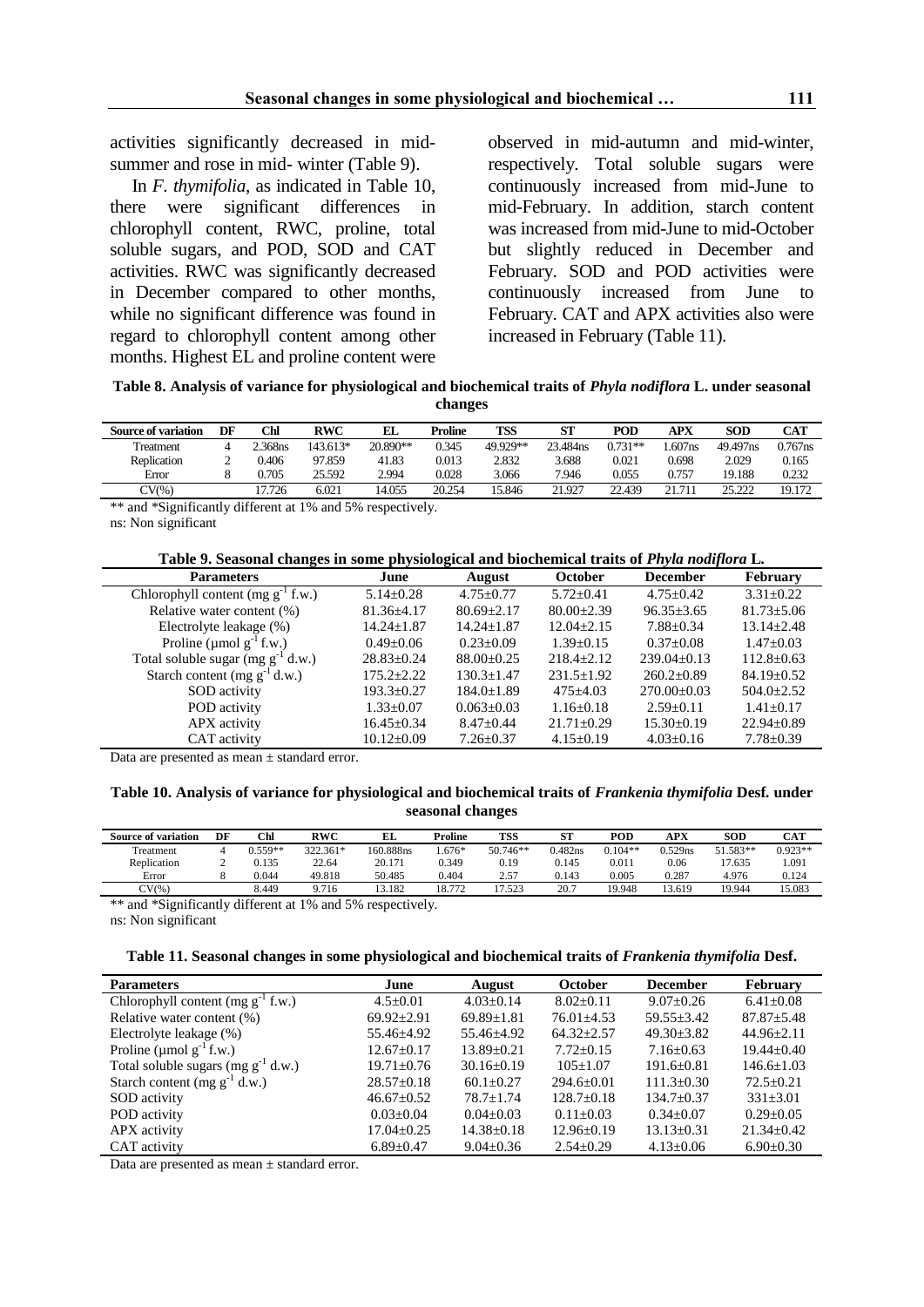activities significantly decreased in mid-summer and rose in mid- winter (Table 9).

In *F. thymifolia*, as indicated in Table 10, there were significant differences in chlorophyll content, RWC, proline, total soluble sugars, and POD, SOD and CAT activities. RWC was significantly decreased in December compared to other months, while no significant difference was found in regard to chlorophyll content among other months. Highest EL and proline content were observed in mid-autumn and mid-winter, respectively. Total soluble sugars were continuously increased from mid-June to mid-February. In addition, starch content was increased from mid-June to mid-October but slightly reduced in December and February. SOD and POD activities were continuously increased from June to February. CAT and APX activities also were increased in February (Table 11).

**Table 8. Analysis of variance for physiological and biochemical traits of *Phyla nodiflora* L. under seasonal changes**

| Source of variation | DF | Chl | RWC | EL | Proline | TSS | ST | POD | APX | SOD | CAT |
|---|---|---|---|---|---|---|---|---|---|---|---|
| Treatment | 4 | 2.368ns | 143.613* | 20.890** | 0.345 | 49.929** | 23.484ns | 0.731** | 1.607ns | 49.497ns | 0.767ns |
| Replication | 2 | 0.406 | 97.859 | 41.83 | 0.013 | 2.832 | 3.688 | 0.021 | 0.698 | 2.029 | 0.165 |
| Error | 8 | 0.705 | 25.592 | 2.994 | 0.028 | 3.066 | 7.946 | 0.055 | 0.757 | 19.188 | 0.232 |
| CV(%) | | 17.726 | 6.021 | 14.055 | 20.254 | 15.846 | 21.927 | 22.439 | 21.711 | 25.222 | 19.172 |

** and *Significantly different at 1% and 5% respectively.
ns: Non significant

**Table 9. Seasonal changes in some physiological and biochemical traits of *Phyla nodiflora* L.**

| Parameters | June | August | October | December | February |
|---|---|---|---|---|---|
| Chlorophyll content (mg $g^{-1}$ f.w.) | 5.14±0.28 | 4.75±0.77 | 5.72±0.41 | 4.75±0.42 | 3.31±0.22 |
| Relative water content (%) | 81.36±4.17 | 80.69±2.17 | 80.00±2.39 | 96.35±3.65 | 81.73±5.06 |
| Electrolyte leakage (%) | 14.24±1.87 | 14.24±1.87 | 12.04±2.15 | 7.88±0.34 | 13.14±2.48 |
| Proline (μmol $g^{-1}$ f.w.) | 0.49±0.06 | 0.23±0.09 | 1.39±0.15 | 0.37±0.08 | 1.47±0.03 |
| Total soluble sugar (mg $g^{-1}$ d.w.) | 28.83±0.24 | 88.00±0.25 | 218.4±2.12 | 239.04±0.13 | 112.8±0.63 |
| Starch content (mg $g^{-1}$ d.w.) | 175.2±2.22 | 130.3±1.47 | 231.5±1.92 | 260.2±0.89 | 84.19±0.52 |
| SOD activity | 193.3±0.27 | 184.0±1.89 | 475±4.03 | 270.00±0.03 | 504.0±2.52 |
| POD activity | 1.33±0.07 | 0.063±0.03 | 1.16±0.18 | 2.59±0.11 | 1.41±0.17 |
| APX activity | 16.45±0.34 | 8.47±0.44 | 21.71±0.29 | 15.30±0.19 | 22.94±0.89 |
| CAT activity | 10.12±0.09 | 7.26±0.37 | 4.15±0.19 | 4.03±0.16 | 7.78±0.39 |

Data are presented as mean ± standard error.

**Table 10. Analysis of variance for physiological and biochemical traits of *Frankenia thymifolia* Desf. under seasonal changes**

| Source of variation | DF | Chl | RWC | EL | Proline | TSS | ST | POD | APX | SOD | CAT |
|---|---|---|---|---|---|---|---|---|---|---|---|
| Treatment | 4 | 0.559** | 322.361* | 160.888ns | 1.676* | 50.746** | 0.482ns | 0.104** | 0.529ns | 51.583** | 0.923** |
| Replication | 2 | 0.135 | 22.64 | 20.171 | 0.349 | 0.19 | 0.145 | 0.011 | 0.06 | 17.635 | 1.091 |
| Error | 8 | 0.044 | 49.818 | 50.485 | 0.404 | 2.57 | 0.143 | 0.005 | 0.287 | 4.976 | 0.124 |
| CV(%) | | 8.449 | 9.716 | 13.182 | 18.772 | 17.523 | 20.7 | 19.948 | 13.619 | 19.944 | 15.083 |

** and *Significantly different at 1% and 5% respectively.
ns: Non significant

**Table 11. Seasonal changes in some physiological and biochemical traits of *Frankenia thymifolia* Desf.**

| Parameters | June | August | October | December | February |
|---|---|---|---|---|---|
| Chlorophyll content (mg $g^{-1}$ f.w.) | 4.5±0.01 | 4.03±0.14 | 8.02±0.11 | 9.07±0.26 | 6.41±0.08 |
| Relative water content (%) | 69.92±2.91 | 69.89±1.81 | 76.01±4.53 | 59.55±3.42 | 87.87±5.48 |
| Electrolyte leakage (%) | 55.46±4.92 | 55.46±4.92 | 64.32±2.57 | 49.30±3.82 | 44.96±2.11 |
| Proline (μmol $g^{-1}$ f.w.) | 12.67±0.17 | 13.89±0.21 | 7.72±0.15 | 7.16±0.63 | 19.44±0.40 |
| Total soluble sugars (mg $g^{-1}$ d.w.) | 19.71±0.76 | 30.16±0.19 | 105±1.07 | 191.6±0.81 | 146.6±1.03 |
| Starch content (mg $g^{-1}$ d.w.) | 28.57±0.18 | 60.1±0.27 | 294.6±0.01 | 111.3±0.30 | 72.5±0.21 |
| SOD activity | 46.67±0.52 | 78.7±1.74 | 128.7±0.18 | 134.7±0.37 | 331±3.01 |
| POD activity | 0.03±0.04 | 0.04±0.03 | 0.11±0.03 | 0.34±0.07 | 0.29±0.05 |
| APX activity | 17.04±0.25 | 14.38±0.18 | 12.96±0.19 | 13.13±0.31 | 21.34±0.42 |
| CAT activity | 6.89±0.47 | 9.04±0.36 | 2.54±0.29 | 4.13±0.06 | 6.90±0.30 |

Data are presented as mean ± standard error.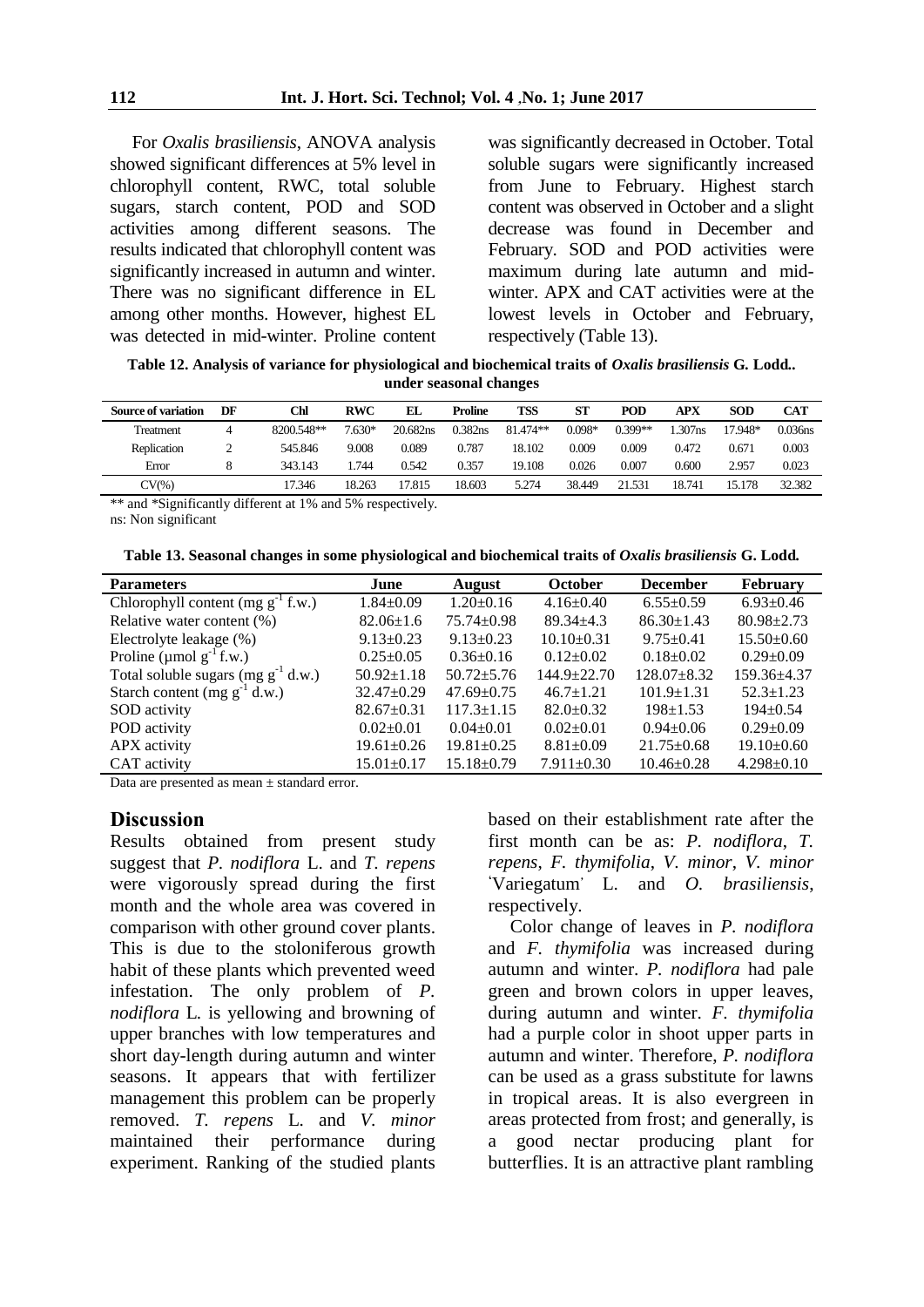For *Oxalis brasiliensis*, ANOVA analysis showed significant differences at 5% level in chlorophyll content, RWC, total soluble sugars, starch content, POD and SOD activities among different seasons. The results indicated that chlorophyll content was significantly increased in autumn and winter. There was no significant difference in EL among other months. However, highest EL was detected in mid-winter. Proline content was significantly decreased in October. Total soluble sugars were significantly increased from June to February. Highest starch content was observed in October and a slight decrease was found in December and February. SOD and POD activities were maximum during late autumn and mid-winter. APX and CAT activities were at the lowest levels in October and February, respectively (Table 13).

**Table 12. Analysis of variance for physiological and biochemical traits of *Oxalis brasiliensis* G. Lodd.. under seasonal changes**

| Source of variation | DF | Chl | RWC | EL | Proline | TSS | ST | POD | APX | SOD | CAT |
|---|---|---|---|---|---|---|---|---|---|---|---|
| Treatment | 4 | 8200.548** | 7.630* | 20.682ns | 0.382ns | 81.474** | 0.098* | 0.399** | 1.307ns | 17.948* | 0.036ns |
| Replication | 2 | 545.846 | 9.008 | 0.089 | 0.787 | 18.102 | 0.009 | 0.009 | 0.472 | 0.671 | 0.003 |
| Error | 8 | 343.143 | 1.744 | 0.542 | 0.357 | 19.108 | 0.026 | 0.007 | 0.600 | 2.957 | 0.023 |
| CV(%) | | 17.346 | 18.263 | 17.815 | 18.603 | 5.274 | 38.449 | 21.531 | 18.741 | 15.178 | 32.382 |

** and *Significantly different at 1% and 5% respectively.
ns: Non significant

**Table 13. Seasonal changes in some physiological and biochemical traits of *Oxalis brasiliensis* G. Lodd.**

| Parameters | June | August | October | December | February |
|---|---|---|---|---|---|
| Chlorophyll content (mg $g^{-1}$ f.w.) | 1.84±0.09 | 1.20±0.16 | 4.16±0.40 | 6.55±0.59 | 6.93±0.46 |
| Relative water content (%) | 82.06±1.6 | 75.74±0.98 | 89.34±4.3 | 86.30±1.43 | 80.98±2.73 |
| Electrolyte leakage (%) | 9.13±0.23 | 9.13±0.23 | 10.10±0.31 | 9.75±0.41 | 15.50±0.60 |
| Proline (µmol $g^{-1}$ f.w.) | 0.25±0.05 | 0.36±0.16 | 0.12±0.02 | 0.18±0.02 | 0.29±0.09 |
| Total soluble sugars (mg $g^{-1}$ d.w.) | 50.92±1.18 | 50.72±5.76 | 144.9±22.70 | 128.07±8.32 | 159.36±4.37 |
| Starch content (mg $g^{-1}$ d.w.) | 32.47±0.29 | 47.69±0.75 | 46.7±1.21 | 101.9±1.31 | 52.3±1.23 |
| SOD activity | 82.67±0.31 | 117.3±1.15 | 82.0±0.32 | 198±1.53 | 194±0.54 |
| POD activity | 0.02±0.01 | 0.04±0.01 | 0.02±0.01 | 0.94±0.06 | 0.29±0.09 |
| APX activity | 19.61±0.26 | 19.81±0.25 | 8.81±0.09 | 21.75±0.68 | 19.10±0.60 |
| CAT activity | 15.01±0.17 | 15.18±0.79 | 7.911±0.30 | 10.46±0.28 | 4.298±0.10 |

Data are presented as mean ± standard error.

## Discussion

Results obtained from present study suggest that *P. nodiflora* L. and *T. repens* were vigorously spread during the first month and the whole area was covered in comparison with other ground cover plants. This is due to the stoloniferous growth habit of these plants which prevented weed infestation. The only problem of *P. nodiflora* L. is yellowing and browning of upper branches with low temperatures and short day-length during autumn and winter seasons. It appears that with fertilizer management this problem can be properly removed. *T. repens* L. and *V. minor* maintained their performance during experiment. Ranking of the studied plants based on their establishment rate after the first month can be as: *P. nodiflora*, *T. repens*, *F. thymifolia*, *V. minor*, *V. minor* 'Variegatum' L. and *O. brasiliensis*, respectively.

Color change of leaves in *P. nodiflora* and *F. thymifolia* was increased during autumn and winter. *P. nodiflora* had pale green and brown colors in upper leaves, during autumn and winter. *F. thymifolia* had a purple color in shoot upper parts in autumn and winter. Therefore, *P. nodiflora* can be used as a grass substitute for lawns in tropical areas. It is also evergreen in areas protected from frost; and generally, is a good nectar producing plant for butterflies. It is an attractive plant rambling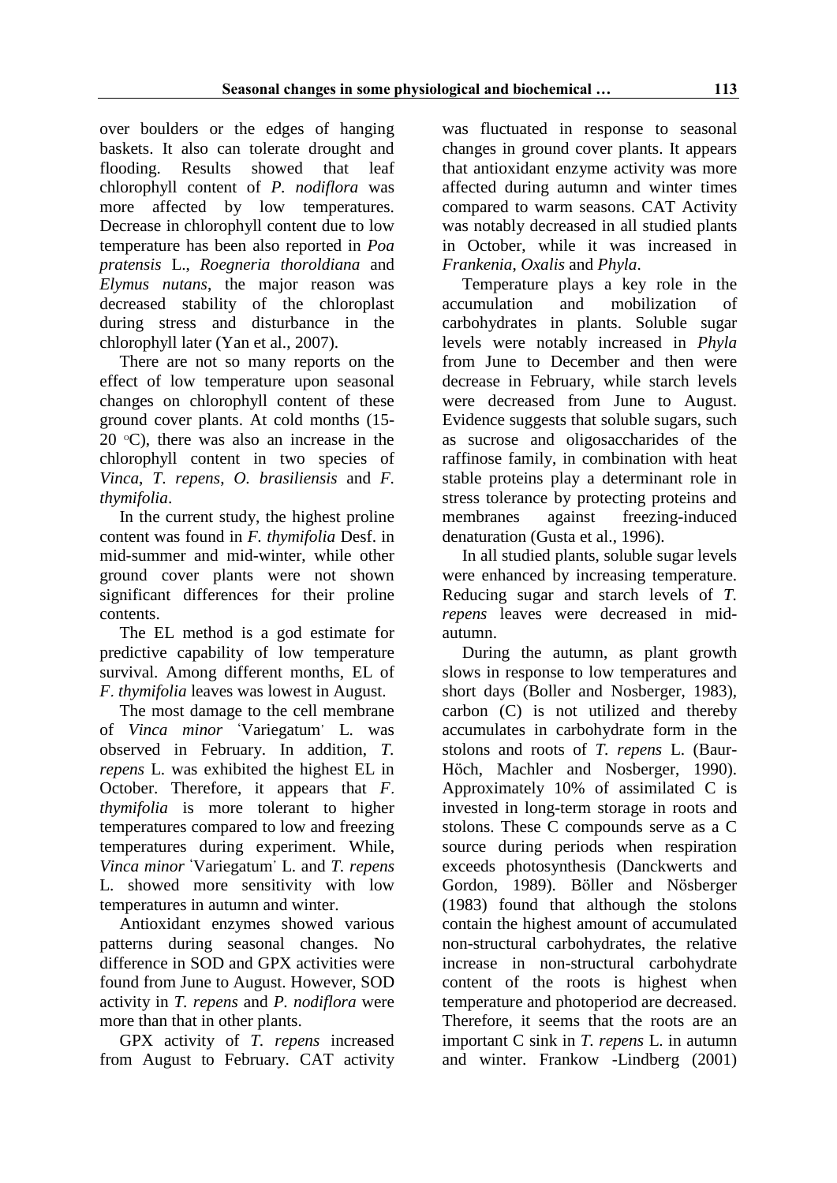over boulders or the edges of hanging baskets. It also can tolerate drought and flooding. Results showed that leaf chlorophyll content of *P. nodiflora* was more affected by low temperatures. Decrease in chlorophyll content due to low temperature has been also reported in *Poa pratensis* L., *Roegneria thoroldiana* and *Elymus nutans*, the major reason was decreased stability of the chloroplast during stress and disturbance in the chlorophyll later (Yan et al., 2007).

There are not so many reports on the effect of low temperature upon seasonal changes on chlorophyll content of these ground cover plants. At cold months (15-20 °C), there was also an increase in the chlorophyll content in two species of *Vinca*, *T. repens*, *O. brasiliensis* and *F. thymifolia*.

In the current study, the highest proline content was found in *F. thymifolia* Desf. in mid-summer and mid-winter, while other ground cover plants were not shown significant differences for their proline contents.

The EL method is a god estimate for predictive capability of low temperature survival. Among different months, EL of *F. thymifolia* leaves was lowest in August.

The most damage to the cell membrane of *Vinca minor* 'Variegatum' L. was observed in February. In addition, *T. repens* L. was exhibited the highest EL in October. Therefore, it appears that *F. thymifolia* is more tolerant to higher temperatures compared to low and freezing temperatures during experiment. While, *Vinca minor* 'Variegatum' L. and *T. repens* L. showed more sensitivity with low temperatures in autumn and winter.

Antioxidant enzymes showed various patterns during seasonal changes. No difference in SOD and GPX activities were found from June to August. However, SOD activity in *T. repens* and *P. nodiflora* were more than that in other plants.

GPX activity of *T. repens* increased from August to February. CAT activity was fluctuated in response to seasonal changes in ground cover plants. It appears that antioxidant enzyme activity was more affected during autumn and winter times compared to warm seasons. CAT Activity was notably decreased in all studied plants in October, while it was increased in *Frankenia*, *Oxalis* and *Phyla*.

Temperature plays a key role in the accumulation and mobilization of carbohydrates in plants. Soluble sugar levels were notably increased in *Phyla* from June to December and then were decrease in February, while starch levels were decreased from June to August. Evidence suggests that soluble sugars, such as sucrose and oligosaccharides of the raffinose family, in combination with heat stable proteins play a determinant role in stress tolerance by protecting proteins and membranes against freezing-induced denaturation (Gusta et al., 1996).

In all studied plants, soluble sugar levels were enhanced by increasing temperature. Reducing sugar and starch levels of *T. repens* leaves were decreased in mid-autumn.

During the autumn, as plant growth slows in response to low temperatures and short days (Boller and Nosberger, 1983), carbon (C) is not utilized and thereby accumulates in carbohydrate form in the stolons and roots of *T. repens* L. (Baur-Höch, Machler and Nosberger, 1990). Approximately 10% of assimilated C is invested in long-term storage in roots and stolons. These C compounds serve as a C source during periods when respiration exceeds photosynthesis (Danckwerts and Gordon, 1989). Böller and Nösberger (1983) found that although the stolons contain the highest amount of accumulated non-structural carbohydrates, the relative increase in non-structural carbohydrate content of the roots is highest when temperature and photoperiod are decreased. Therefore, it seems that the roots are an important C sink in *T. repens* L. in autumn and winter. Frankow -Lindberg (2001)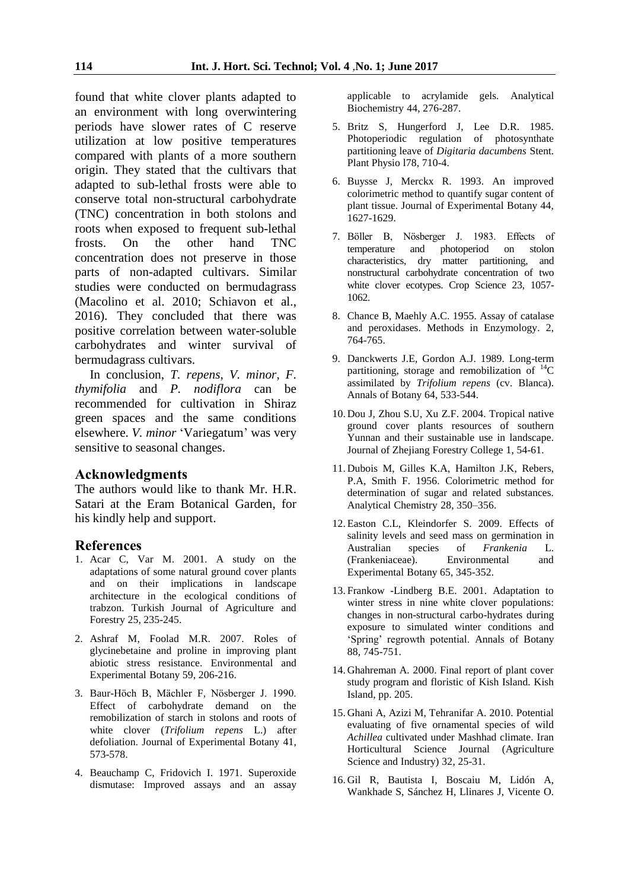found that white clover plants adapted to an environment with long overwintering periods have slower rates of C reserve utilization at low positive temperatures compared with plants of a more southern origin. They stated that the cultivars that adapted to sub-lethal frosts were able to conserve total non-structural carbohydrate (TNC) concentration in both stolons and roots when exposed to frequent sub-lethal frosts. On the other hand TNC concentration does not preserve in those parts of non-adapted cultivars. Similar studies were conducted on bermudagrass (Macolino et al. 2010; Schiavon et al., 2016). They concluded that there was positive correlation between water-soluble carbohydrates and winter survival of bermudagrass cultivars.

In conclusion, *T. repens*, *V. minor*, *F. thymifolia* and *P. nodiflora* can be recommended for cultivation in Shiraz green spaces and the same conditions elsewhere. *V. minor* 'Variegatum' was very sensitive to seasonal changes.

## Acknowledgments

The authors would like to thank Mr. H.R. Satari at the Eram Botanical Garden, for his kindly help and support.

## References

1. Acar C, Var M. 2001. A study on the adaptations of some natural ground cover plants and on their implications in landscape architecture in the ecological conditions of trabzon. Turkish Journal of Agriculture and Forestry 25, 235-245.
2. Ashraf M, Foolad M.R. 2007. Roles of glycinebetaine and proline in improving plant abiotic stress resistance. Environmental and Experimental Botany 59, 206-216.
3. Baur-Höch B, Mächler F, Nösberger J. 1990. Effect of carbohydrate demand on the remobilization of starch in stolons and roots of white clover (*Trifolium repens* L.) after defoliation. Journal of Experimental Botany 41, 573-578.
4. Beauchamp C, Fridovich I. 1971. Superoxide dismutase: Improved assays and an assay applicable to acrylamide gels. Analytical Biochemistry 44, 276-287.
5. Britz S, Hungerford J, Lee D.R. 1985. Photoperiodic regulation of photosynthate partitioning leave of *Digitaria dacumbens* Stent. Plant Physio l78, 710-4.
6. Buysse J, Merckx R. 1993. An improved colorimetric method to quantify sugar content of plant tissue. Journal of Experimental Botany 44, 1627-1629.
7. Böller B, Nösberger J. 1983. Effects of temperature and photoperiod on stolon characteristics, dry matter partitioning, and nonstructural carbohydrate concentration of two white clover ecotypes. Crop Science 23, 1057-1062.
8. Chance B, Maehly A.C. 1955. Assay of catalase and peroxidases. Methods in Enzymology. 2, 764-765.
9. Danckwerts J.E, Gordon A.J. 1989. Long-term partitioning, storage and remobilization of $^{14}C$ assimilated by *Trifolium repens* (cv. Blanca). Annals of Botany 64, 533-544.
10. Dou J, Zhou S.U, Xu Z.F. 2004. Tropical native ground cover plants resources of southern Yunnan and their sustainable use in landscape. Journal of Zhejiang Forestry College 1, 54-61.
11. Dubois M, Gilles K.A, Hamilton J.K, Rebers, P.A, Smith F. 1956. Colorimetric method for determination of sugar and related substances. Analytical Chemistry 28, 350–356.
12. Easton C.L, Kleindorfer S. 2009. Effects of salinity levels and seed mass on germination in Australian species of *Frankenia* L. (Frankeniaceae). Environmental and Experimental Botany 65, 345-352.
13. Frankow -Lindberg B.E. 2001. Adaptation to winter stress in nine white clover populations: changes in non-structural carbo-hydrates during exposure to simulated winter conditions and 'Spring' regrowth potential. Annals of Botany 88, 745-751.
14. Ghahreman A. 2000. Final report of plant cover study program and floristic of Kish Island. Kish Island, pp. 205.
15. Ghani A, Azizi M, Tehranifar A. 2010. Potential evaluating of five ornamental species of wild *Achillea* cultivated under Mashhad climate. Iran Horticultural Science Journal (Agriculture Science and Industry) 32, 25-31.
16. Gil R, Bautista I, Boscaiu M, Lidón A, Wankhade S, Sánchez H, Llinares J, Vicente O.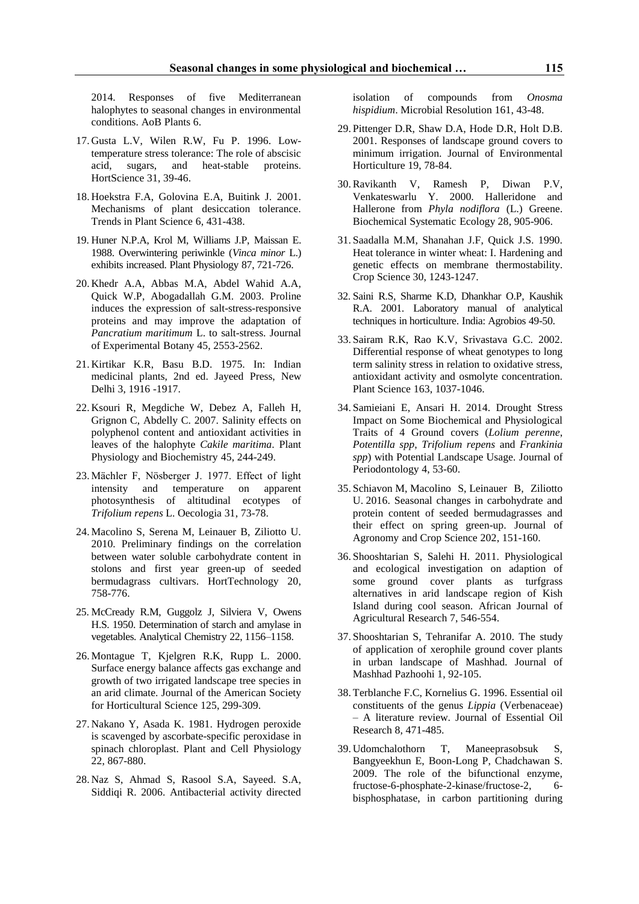2014. Responses of five Mediterranean halophytes to seasonal changes in environmental conditions. AoB Plants 6.

17. Gusta L.V, Wilen R.W, Fu P. 1996. Low-temperature stress tolerance: The role of abscisic acid, sugars, and heat-stable proteins. HortScience 31, 39-46.

18. Hoekstra F.A, Golovina E.A, Buitink J. 2001. Mechanisms of plant desiccation tolerance. Trends in Plant Science 6, 431-438.

19. Huner N.P.A, Krol M, Williams J.P, Maissan E. 1988. Overwintering periwinkle (*Vinca minor* L.) exhibits increased. Plant Physiology 87, 721-726.

20. Khedr A.A, Abbas M.A, Abdel Wahid A.A, Quick W.P, Abogadallah G.M. 2003. Proline induces the expression of salt-stress-responsive proteins and may improve the adaptation of *Pancratium maritimum* L. to salt-stress. Journal of Experimental Botany 45, 2553-2562.

21. Kirtikar K.R, Basu B.D. 1975. In: Indian medicinal plants, 2nd ed. Jayeed Press, New Delhi 3, 1916 -1917.

22. Ksouri R, Megdiche W, Debez A, Falleh H, Grignon C, Abdelly C. 2007. Salinity effects on polyphenol content and antioxidant activities in leaves of the halophyte *Cakile maritima*. Plant Physiology and Biochemistry 45, 244-249.

23. Mächler F, Nösberger J. 1977. Effect of light intensity and temperature on apparent photosynthesis of altitudinal ecotypes of *Trifolium repens* L. Oecologia 31, 73-78.

24. Macolino S, Serena M, Leinauer B, Ziliotto U. 2010. Preliminary findings on the correlation between water soluble carbohydrate content in stolons and first year green-up of seeded bermudagrass cultivars. HortTechnology 20, 758-776.

25. McCready R.M, Guggolz J, Silviera V, Owens H.S. 1950. Determination of starch and amylase in vegetables. Analytical Chemistry 22, 1156–1158.

26. Montague T, Kjelgren R.K, Rupp L. 2000. Surface energy balance affects gas exchange and growth of two irrigated landscape tree species in an arid climate. Journal of the American Society for Horticultural Science 125, 299-309.

27. Nakano Y, Asada K. 1981. Hydrogen peroxide is scavenged by ascorbate-specific peroxidase in spinach chloroplast. Plant and Cell Physiology 22, 867-880.

28. Naz S, Ahmad S, Rasool S.A, Sayeed. S.A, Siddiqi R. 2006. Antibacterial activity directed isolation of compounds from *Onosma hispidium*. Microbial Resolution 161, 43-48.

29. Pittenger D.R, Shaw D.A, Hode D.R, Holt D.B. 2001. Responses of landscape ground covers to minimum irrigation. Journal of Environmental Horticulture 19, 78-84.

30. Ravikanth V, Ramesh P, Diwan P.V, Venkateswarlu Y. 2000. Halleridone and Hallerone from *Phyla nodiflora* (L.) Greene. Biochemical Systematic Ecology 28, 905-906.

31. Saadalla M.M, Shanahan J.F, Quick J.S. 1990. Heat tolerance in winter wheat: I. Hardening and genetic effects on membrane thermostability. Crop Science 30, 1243-1247.

32. Saini R.S, Sharme K.D, Dhankhar O.P, Kaushik R.A. 2001. Laboratory manual of analytical techniques in horticulture. India: Agrobios 49-50.

33. Sairam R.K, Rao K.V, Srivastava G.C. 2002. Differential response of wheat genotypes to long term salinity stress in relation to oxidative stress, antioxidant activity and osmolyte concentration. Plant Science 163, 1037-1046.

34. Samieiani E, Ansari H. 2014. Drought Stress Impact on Some Biochemical and Physiological Traits of 4 Ground covers (*Lolium perenne*, *Potentilla spp*, *Trifolium repens* and *Frankinia spp*) with Potential Landscape Usage. Journal of Periodontology 4, 53-60.

35. Schiavon M, Macolino S, Leinauer B, Ziliotto U. 2016. Seasonal changes in carbohydrate and protein content of seeded bermudagrasses and their effect on spring green-up. Journal of Agronomy and Crop Science 202, 151-160.

36. Shooshtarian S, Salehi H. 2011. Physiological and ecological investigation on adaption of some ground cover plants as turfgrass alternatives in arid landscape region of Kish Island during cool season. African Journal of Agricultural Research 7, 546-554.

37. Shooshtarian S, Tehranifar A. 2010. The study of application of xerophile ground cover plants in urban landscape of Mashhad. Journal of Mashhad Pazhoohi 1, 92-105.

38. Terblanche F.C, Kornelius G. 1996. Essential oil constituents of the genus *Lippia* (Verbenaceae) – A literature review. Journal of Essential Oil Research 8, 471-485.

39. Udomchalothorn T, Maneeprasobsuk S, Bangyeekhun E, Boon-Long P, Chadchawan S. 2009. The role of the bifunctional enzyme, fructose-6-phosphate-2-kinase/fructose-2, 6-bisphosphatase, in carbon partitioning during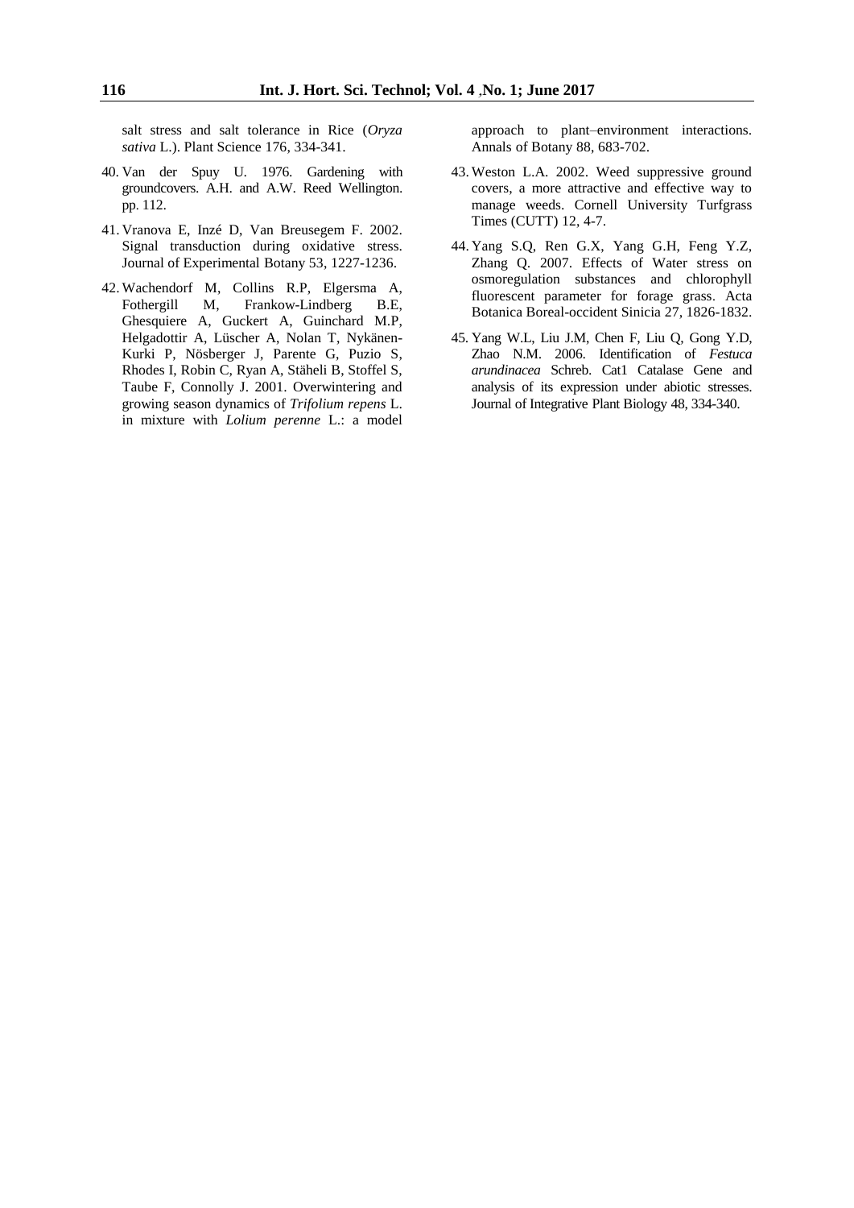salt stress and salt tolerance in Rice (*Oryza sativa* L.). Plant Science 176, 334-341.

40. Van der Spuy U. 1976. Gardening with groundcovers. A.H. and A.W. Reed Wellington. pp. 112.

41. Vranova E, Inzé D, Van Breusegem F. 2002. Signal transduction during oxidative stress. Journal of Experimental Botany 53, 1227-1236.

42. Wachendorf M, Collins R.P, Elgersma A, Fothergill M, Frankow-Lindberg B.E, Ghesquiere A, Guckert A, Guinchard M.P, Helgadottir A, Lüscher A, Nolan T, Nykänen-Kurki P, Nösberger J, Parente G, Puzio S, Rhodes I, Robin C, Ryan A, Stäheli B, Stoffel S, Taube F, Connolly J. 2001. Overwintering and growing season dynamics of *Trifolium repens* L. in mixture with *Lolium perenne* L.: a model approach to plant–environment interactions. Annals of Botany 88, 683-702.

43. Weston L.A. 2002. Weed suppressive ground covers, a more attractive and effective way to manage weeds. Cornell University Turfgrass Times (CUTT) 12, 4-7.

44. Yang S.Q, Ren G.X, Yang G.H, Feng Y.Z, Zhang Q. 2007. Effects of Water stress on osmoregulation substances and chlorophyll fluorescent parameter for forage grass. Acta Botanica Boreal-occident Sinicia 27, 1826-1832.

45. Yang W.L, Liu J.M, Chen F, Liu Q, Gong Y.D, Zhao N.M. 2006. Identification of *Festuca arundinacea* Schreb. Cat1 Catalase Gene and analysis of its expression under abiotic stresses. Journal of Integrative Plant Biology 48, 334-340.